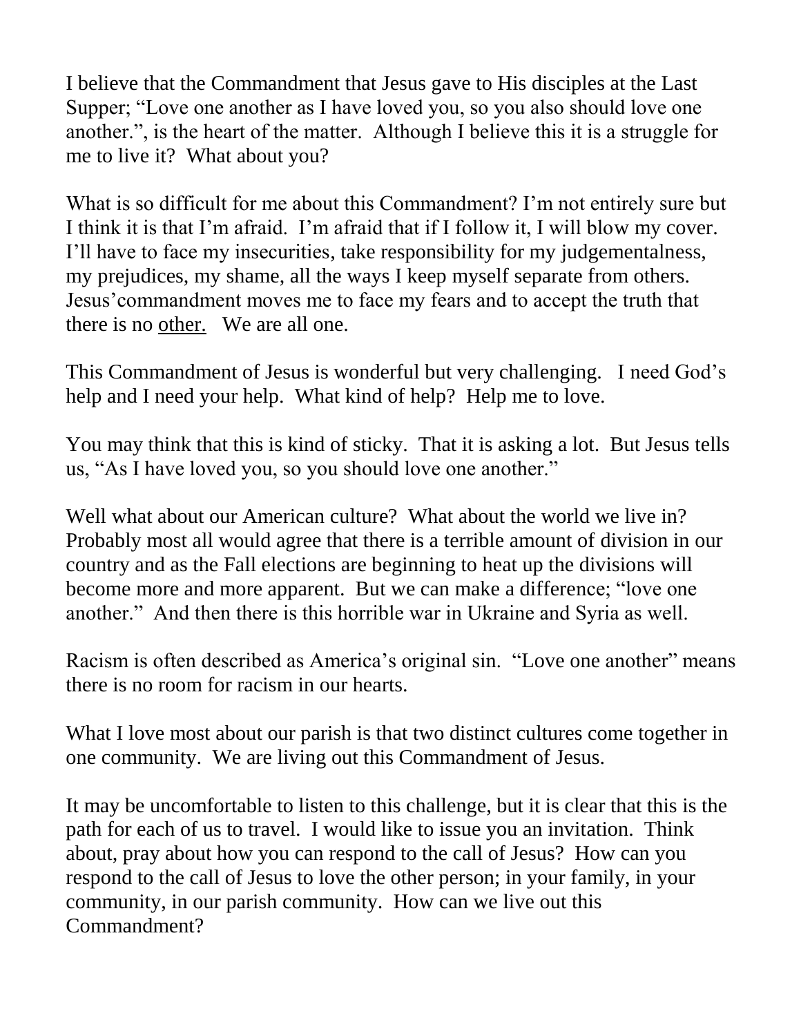I believe that the Commandment that Jesus gave to His disciples at the Last Supper; "Love one another as I have loved you, so you also should love one another.", is the heart of the matter. Although I believe this it is a struggle for me to live it? What about you?

What is so difficult for me about this Commandment? I'm not entirely sure but I think it is that I'm afraid. I'm afraid that if I follow it, I will blow my cover. I'll have to face my insecurities, take responsibility for my judgementalness, my prejudices, my shame, all the ways I keep myself separate from others. Jesus'commandment moves me to face my fears and to accept the truth that there is no <u>other.</u> We are all one.

This Commandment of Jesus is wonderful but very challenging. I need God's help and I need your help. What kind of help? Help me to love.

You may think that this is kind of sticky. That it is asking a lot. But Jesus tells us, "As I have loved you, so you should love one another."

Well what about our American culture? What about the world we live in? Probably most all would agree that there is a terrible amount of division in our country and as the Fall elections are beginning to heat up the divisions will become more and more apparent. But we can make a difference; "love one another." And then there is this horrible war in Ukraine and Syria as well.

Racism is often described as America's original sin. "Love one another" means there is no room for racism in our hearts.

What I love most about our parish is that two distinct cultures come together in one community. We are living out this Commandment of Jesus.

It may be uncomfortable to listen to this challenge, but it is clear that this is the path for each of us to travel. I would like to issue you an invitation. Think about, pray about how you can respond to the call of Jesus? How can you respond to the call of Jesus to love the other person; in your family, in your community, in our parish community. How can we live out this Commandment?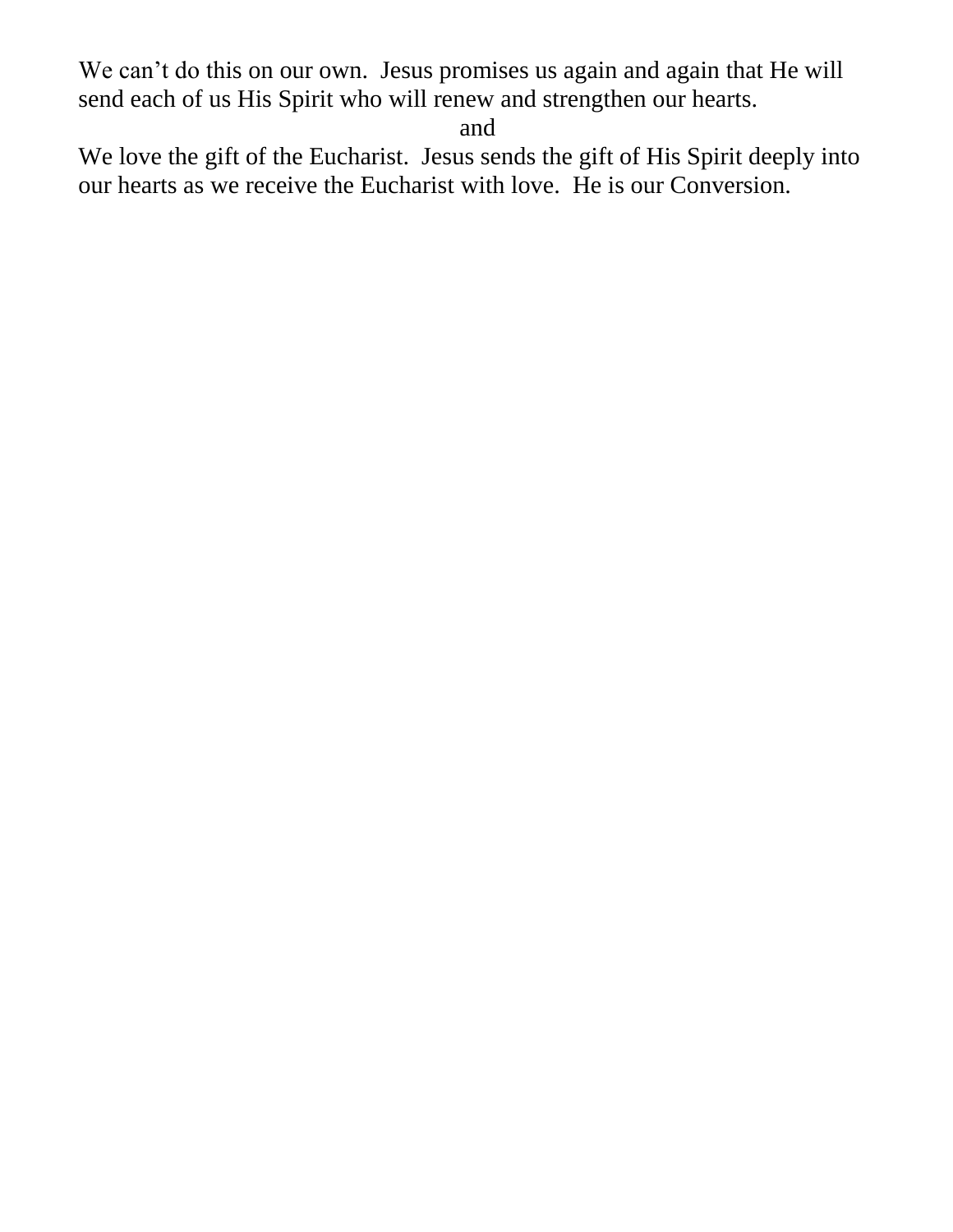We can’t do this on our own.  Jesus promises us again and again that He will send each of us His Spirit who will renew and strengthen our hearts.

and

We love the gift of the Eucharist.  Jesus sends the gift of His Spirit deeply into our hearts as we receive the Eucharist with love.  He is our Conversion.